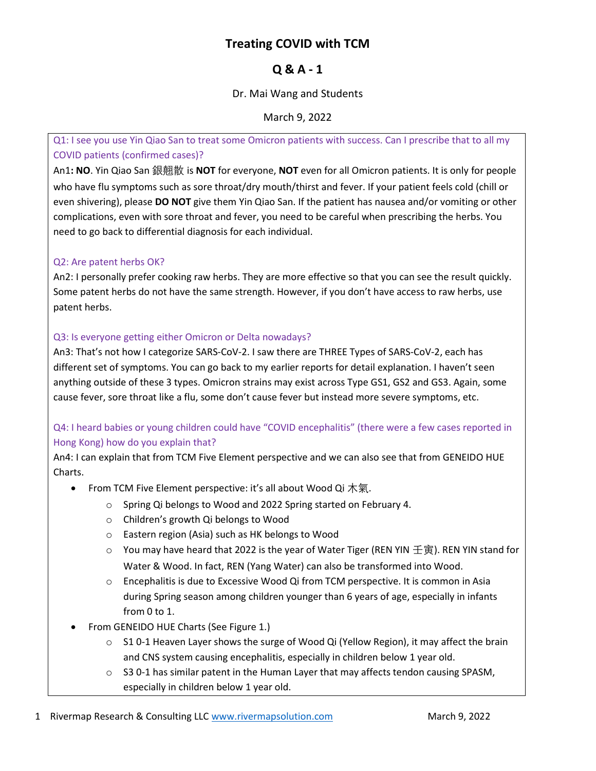# Treating COVID with TCM

## Q & A - 1

Dr. Mai Wang and Students

March 9, 2022

Q1: I see you use Yin Qiao San to treat some Omicron patients with success. Can I prescribe that to all my COVID patients (confirmed cases)?

An1**: NO**. Yin Qiao San 銀翹散 is **NOT** for everyone, **NOT** even for all Omicron patients. It is only for people who have flu symptoms such as sore throat/dry mouth/thirst and fever. If your patient feels cold (chill or even shivering), please **DO NOT** give them Yin Qiao San. If the patient has nausea and/or vomiting or other complications, even with sore throat and fever, you need to be careful when prescribing the herbs. You need to go back to differential diagnosis for each individual.

Q2: Are patent herbs OK?

An2: I personally prefer cooking raw herbs. They are more effective so that you can see the result quickly. Some patent herbs do not have the same strength. However, if you don't have access to raw herbs, use patent herbs.

Q3: Is everyone getting either Omicron or Delta nowadays?

An3: That's not how I categorize SARS-CoV-2. I saw there are THREE Types of SARS-CoV-2, each has different set of symptoms. You can go back to my earlier reports for detail explanation. I haven't seen anything outside of these 3 types. Omicron strains may exist across Type GS1, GS2 and GS3. Again, some cause fever, sore throat like a flu, some don't cause fever but instead more severe symptoms, etc.

Q4: I heard babies or young children could have "COVID encephalitis" (there were a few cases reported in Hong Kong) how do you explain that?

An4: I can explain that from TCM Five Element perspective and we can also see that from GENEIDO HUE Charts.

- From TCM Five Element perspective: it's all about Wood Qi 木氣.
  - Spring Qi belongs to Wood and 2022 Spring started on February 4.
  - Children's growth Qi belongs to Wood
  - Eastern region (Asia) such as HK belongs to Wood
  - You may have heard that 2022 is the year of Water Tiger (REN YIN 壬寅). REN YIN stand for Water & Wood. In fact, REN (Yang Water) can also be transformed into Wood.
  - Encephalitis is due to Excessive Wood Qi from TCM perspective. It is common in Asia during Spring season among children younger than 6 years of age, especially in infants from 0 to 1.
- From GENEIDO HUE Charts (See Figure 1.)
  - S1 0-1 Heaven Layer shows the surge of Wood Qi (Yellow Region), it may affect the brain and CNS system causing encephalitis, especially in children below 1 year old.
  - S3 0-1 has similar patent in the Human Layer that may affects tendon causing SPASM, especially in children below 1 year old.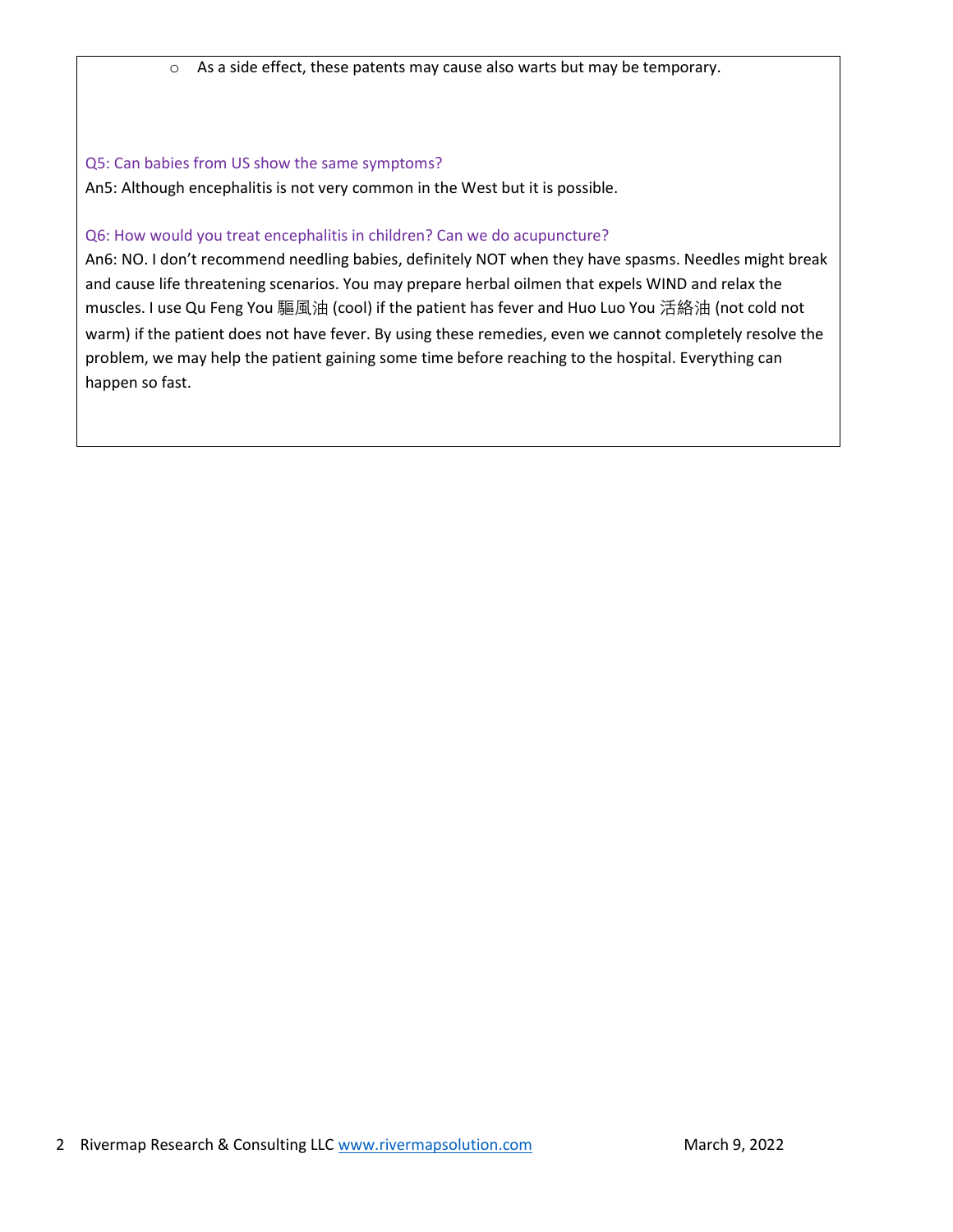- As a side effect, these patents may cause also warts but may be temporary.

Q5: Can babies from US show the same symptoms?

An5: Although encephalitis is not very common in the West but it is possible.

Q6: How would you treat encephalitis in children? Can we do acupuncture?

An6: NO. I don't recommend needling babies, definitely NOT when they have spasms. Needles might break and cause life threatening scenarios. You may prepare herbal oilmen that expels WIND and relax the muscles. I use Qu Feng You 驅風油 (cool) if the patient has fever and Huo Luo You 活絡油 (not cold not warm) if the patient does not have fever. By using these remedies, even we cannot completely resolve the problem, we may help the patient gaining some time before reaching to the hospital. Everything can happen so fast.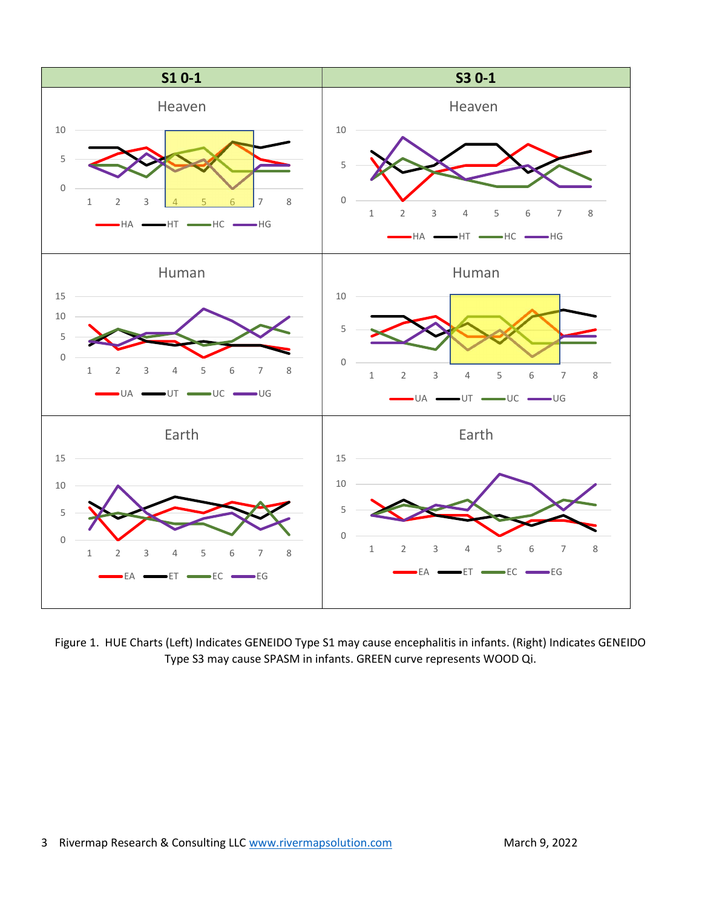| S1 0-1 | S3 0-1 |
|---|---|
| Heaven | Heaven |
| Human | Human |
| Earth | Earth |

Figure 1. HUE Charts (Left) Indicates GENEIDO Type S1 may cause encephalitis in infants. (Right) Indicates GENEIDO Type S3 may cause SPASM in infants. GREEN curve represents WOOD Qi.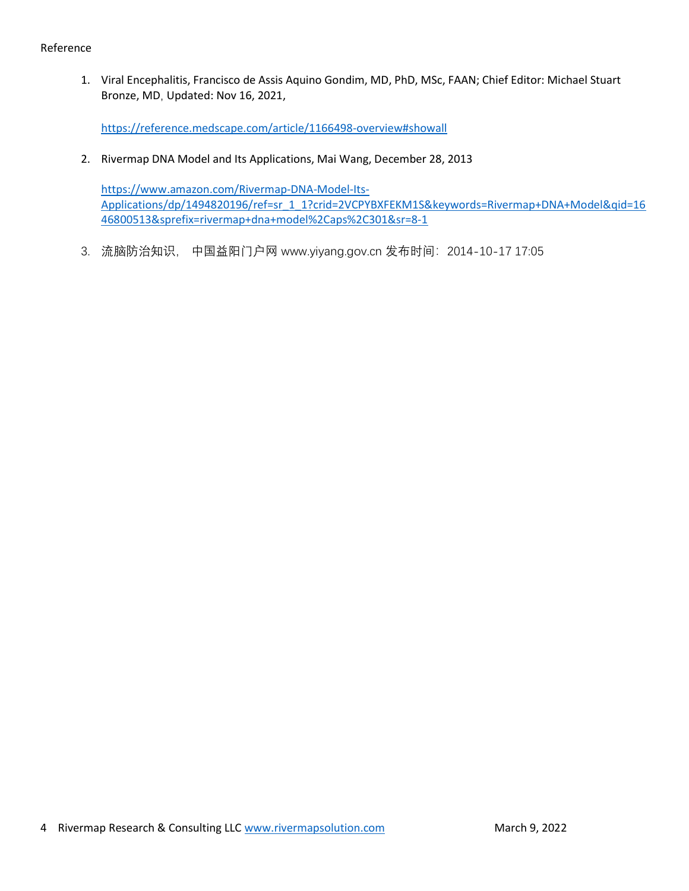Reference

1. Viral Encephalitis, Francisco de Assis Aquino Gondim, MD, PhD, MSc, FAAN; Chief Editor: Michael Stuart Bronze, MD, Updated: Nov 16, 2021,

   https://reference.medscape.com/article/1166498-overview#showall

2. Rivermap DNA Model and Its Applications, Mai Wang, December 28, 2013

   https://www.amazon.com/Rivermap-DNA-Model-Its-Applications/dp/1494820196/ref=sr_1_1?crid=2VCPYBXFEKM1S&keywords=Rivermap+DNA+Model&qid=1646800513&sprefix=rivermap+dna+model%2Caps%2C301&sr=8-1

3. 流脑防治知识， 中国益阳门户网 www.yiyang.gov.cn 发布时间：2014-10-17 17:05